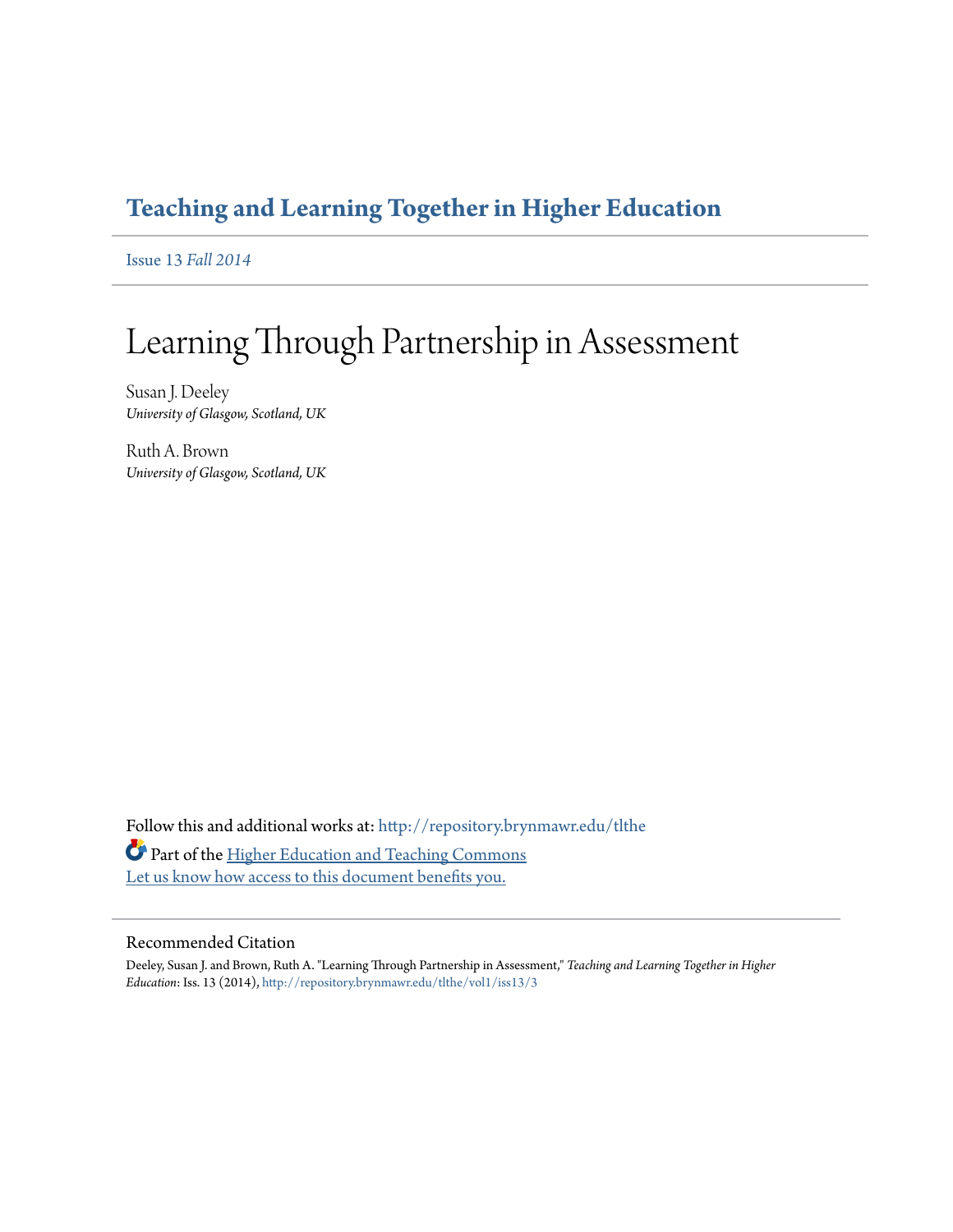# Teaching and Learning Together in Higher Education

Issue 13 *Fall 2014*

# Learning Through Partnership in Assessment

Susan J. Deeley
*University of Glasgow, Scotland, UK*

Ruth A. Brown
*University of Glasgow, Scotland, UK*

Follow this and additional works at: http://repository.brynmawr.edu/tlthe

Part of the Higher Education and Teaching Commons
Let us know how access to this document benefits you.

## Recommended Citation

Deeley, Susan J. and Brown, Ruth A. "Learning Through Partnership in Assessment," *Teaching and Learning Together in Higher Education*: Iss. 13 (2014), http://repository.brynmawr.edu/tlthe/vol1/iss13/3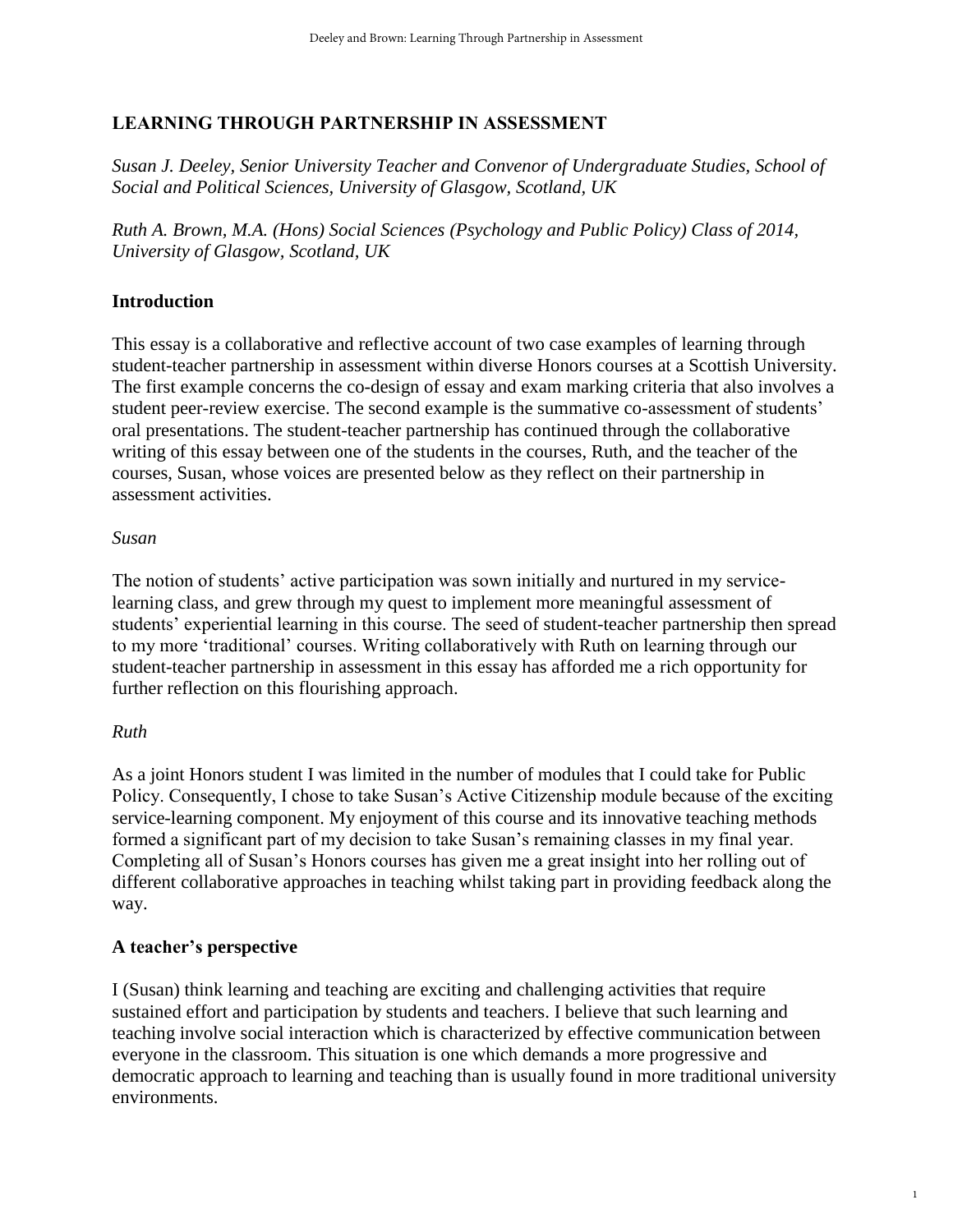# LEARNING THROUGH PARTNERSHIP IN ASSESSMENT

*Susan J. Deeley, Senior University Teacher and Convenor of Undergraduate Studies, School of Social and Political Sciences, University of Glasgow, Scotland, UK*

*Ruth A. Brown, M.A. (Hons) Social Sciences (Psychology and Public Policy) Class of 2014, University of Glasgow, Scotland, UK*

## Introduction

This essay is a collaborative and reflective account of two case examples of learning through student-teacher partnership in assessment within diverse Honors courses at a Scottish University. The first example concerns the co-design of essay and exam marking criteria that also involves a student peer-review exercise. The second example is the summative co-assessment of students' oral presentations. The student-teacher partnership has continued through the collaborative writing of this essay between one of the students in the courses, Ruth, and the teacher of the courses, Susan, whose voices are presented below as they reflect on their partnership in assessment activities.

*Susan*

The notion of students' active participation was sown initially and nurtured in my service-learning class, and grew through my quest to implement more meaningful assessment of students' experiential learning in this course. The seed of student-teacher partnership then spread to my more 'traditional' courses. Writing collaboratively with Ruth on learning through our student-teacher partnership in assessment in this essay has afforded me a rich opportunity for further reflection on this flourishing approach.

*Ruth*

As a joint Honors student I was limited in the number of modules that I could take for Public Policy. Consequently, I chose to take Susan's Active Citizenship module because of the exciting service-learning component. My enjoyment of this course and its innovative teaching methods formed a significant part of my decision to take Susan's remaining classes in my final year. Completing all of Susan's Honors courses has given me a great insight into her rolling out of different collaborative approaches in teaching whilst taking part in providing feedback along the way.

## A teacher's perspective

I (Susan) think learning and teaching are exciting and challenging activities that require sustained effort and participation by students and teachers. I believe that such learning and teaching involve social interaction which is characterized by effective communication between everyone in the classroom. This situation is one which demands a more progressive and democratic approach to learning and teaching than is usually found in more traditional university environments.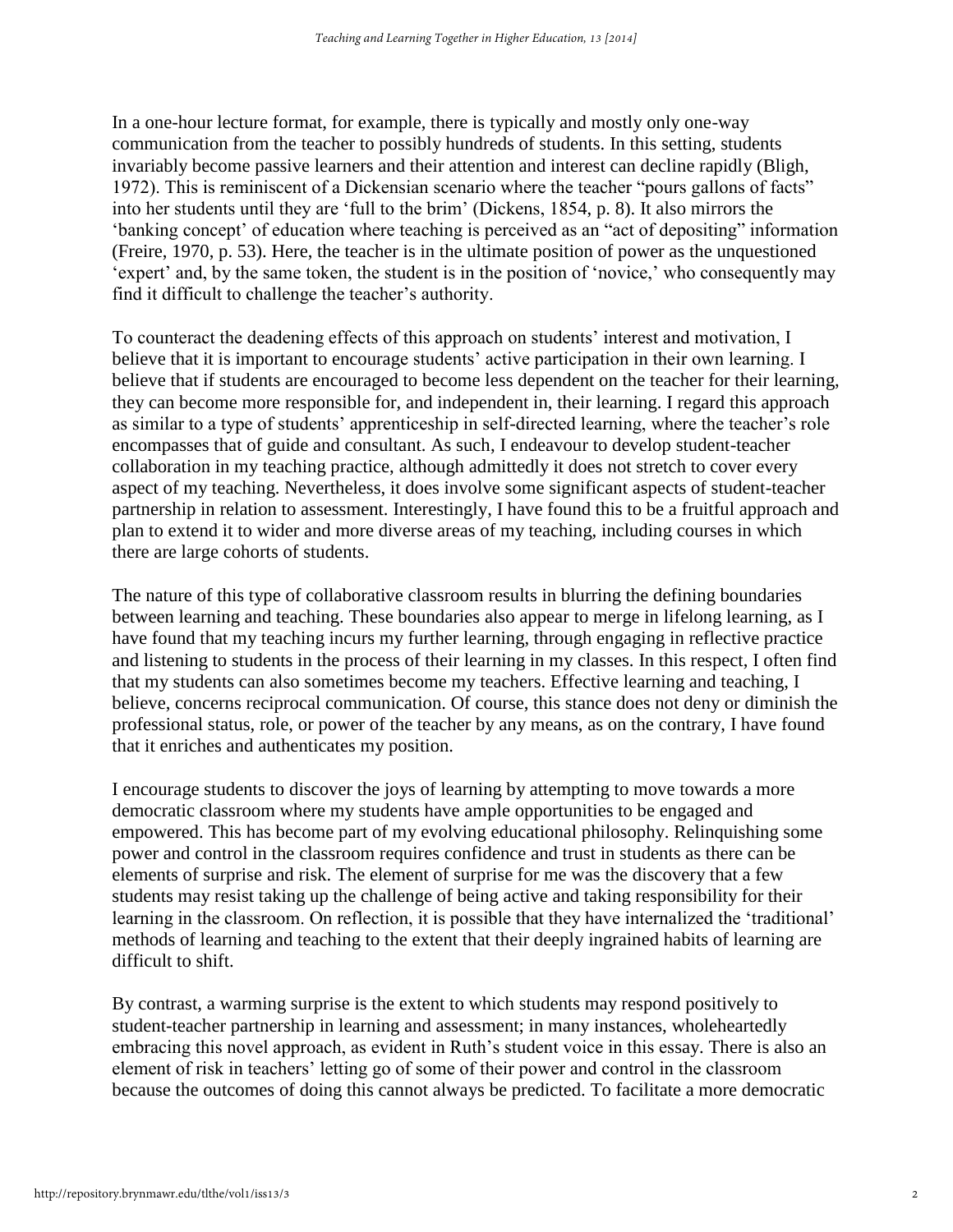In a one-hour lecture format, for example, there is typically and mostly only one-way communication from the teacher to possibly hundreds of students. In this setting, students invariably become passive learners and their attention and interest can decline rapidly (Bligh, 1972). This is reminiscent of a Dickensian scenario where the teacher "pours gallons of facts" into her students until they are 'full to the brim' (Dickens, 1854, p. 8). It also mirrors the 'banking concept' of education where teaching is perceived as an "act of depositing" information (Freire, 1970, p. 53). Here, the teacher is in the ultimate position of power as the unquestioned 'expert' and, by the same token, the student is in the position of 'novice,' who consequently may find it difficult to challenge the teacher's authority.

To counteract the deadening effects of this approach on students' interest and motivation, I believe that it is important to encourage students' active participation in their own learning. I believe that if students are encouraged to become less dependent on the teacher for their learning, they can become more responsible for, and independent in, their learning. I regard this approach as similar to a type of students' apprenticeship in self-directed learning, where the teacher's role encompasses that of guide and consultant. As such, I endeavour to develop student-teacher collaboration in my teaching practice, although admittedly it does not stretch to cover every aspect of my teaching. Nevertheless, it does involve some significant aspects of student-teacher partnership in relation to assessment. Interestingly, I have found this to be a fruitful approach and plan to extend it to wider and more diverse areas of my teaching, including courses in which there are large cohorts of students.

The nature of this type of collaborative classroom results in blurring the defining boundaries between learning and teaching. These boundaries also appear to merge in lifelong learning, as I have found that my teaching incurs my further learning, through engaging in reflective practice and listening to students in the process of their learning in my classes. In this respect, I often find that my students can also sometimes become my teachers. Effective learning and teaching, I believe, concerns reciprocal communication. Of course, this stance does not deny or diminish the professional status, role, or power of the teacher by any means, as on the contrary, I have found that it enriches and authenticates my position.

I encourage students to discover the joys of learning by attempting to move towards a more democratic classroom where my students have ample opportunities to be engaged and empowered. This has become part of my evolving educational philosophy. Relinquishing some power and control in the classroom requires confidence and trust in students as there can be elements of surprise and risk. The element of surprise for me was the discovery that a few students may resist taking up the challenge of being active and taking responsibility for their learning in the classroom. On reflection, it is possible that they have internalized the 'traditional' methods of learning and teaching to the extent that their deeply ingrained habits of learning are difficult to shift.

By contrast, a warming surprise is the extent to which students may respond positively to student-teacher partnership in learning and assessment; in many instances, wholeheartedly embracing this novel approach, as evident in Ruth's student voice in this essay. There is also an element of risk in teachers' letting go of some of their power and control in the classroom because the outcomes of doing this cannot always be predicted. To facilitate a more democratic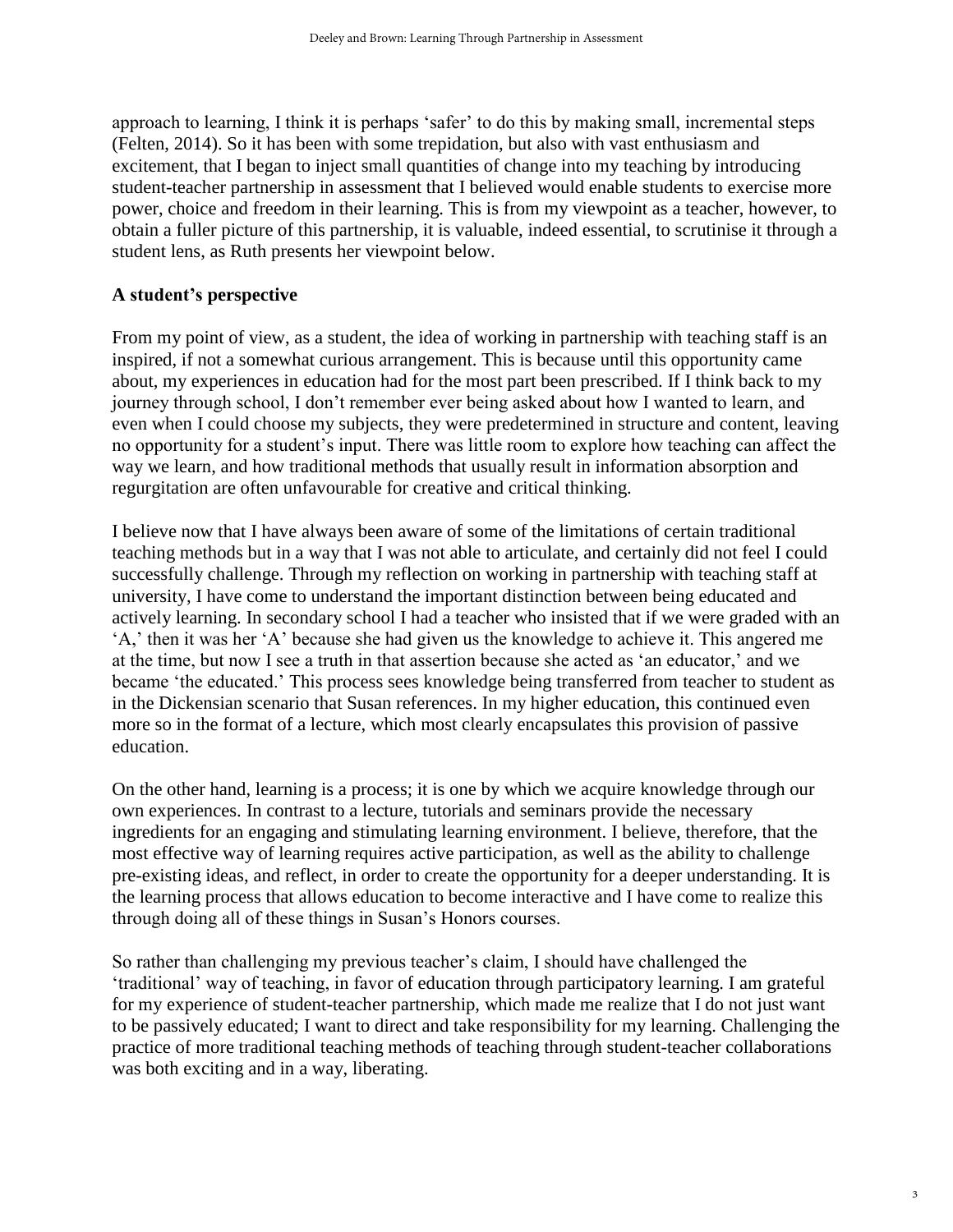approach to learning, I think it is perhaps 'safer' to do this by making small, incremental steps (Felten, 2014). So it has been with some trepidation, but also with vast enthusiasm and excitement, that I began to inject small quantities of change into my teaching by introducing student-teacher partnership in assessment that I believed would enable students to exercise more power, choice and freedom in their learning. This is from my viewpoint as a teacher, however, to obtain a fuller picture of this partnership, it is valuable, indeed essential, to scrutinise it through a student lens, as Ruth presents her viewpoint below.

**A student's perspective**

From my point of view, as a student, the idea of working in partnership with teaching staff is an inspired, if not a somewhat curious arrangement. This is because until this opportunity came about, my experiences in education had for the most part been prescribed. If I think back to my journey through school, I don't remember ever being asked about how I wanted to learn, and even when I could choose my subjects, they were predetermined in structure and content, leaving no opportunity for a student's input. There was little room to explore how teaching can affect the way we learn, and how traditional methods that usually result in information absorption and regurgitation are often unfavourable for creative and critical thinking.

I believe now that I have always been aware of some of the limitations of certain traditional teaching methods but in a way that I was not able to articulate, and certainly did not feel I could successfully challenge. Through my reflection on working in partnership with teaching staff at university, I have come to understand the important distinction between being educated and actively learning. In secondary school I had a teacher who insisted that if we were graded with an 'A,' then it was her 'A' because she had given us the knowledge to achieve it. This angered me at the time, but now I see a truth in that assertion because she acted as 'an educator,' and we became 'the educated.' This process sees knowledge being transferred from teacher to student as in the Dickensian scenario that Susan references. In my higher education, this continued even more so in the format of a lecture, which most clearly encapsulates this provision of passive education.

On the other hand, learning is a process; it is one by which we acquire knowledge through our own experiences. In contrast to a lecture, tutorials and seminars provide the necessary ingredients for an engaging and stimulating learning environment. I believe, therefore, that the most effective way of learning requires active participation, as well as the ability to challenge pre-existing ideas, and reflect, in order to create the opportunity for a deeper understanding. It is the learning process that allows education to become interactive and I have come to realize this through doing all of these things in Susan's Honors courses.

So rather than challenging my previous teacher's claim, I should have challenged the 'traditional' way of teaching, in favor of education through participatory learning. I am grateful for my experience of student-teacher partnership, which made me realize that I do not just want to be passively educated; I want to direct and take responsibility for my learning. Challenging the practice of more traditional teaching methods of teaching through student-teacher collaborations was both exciting and in a way, liberating.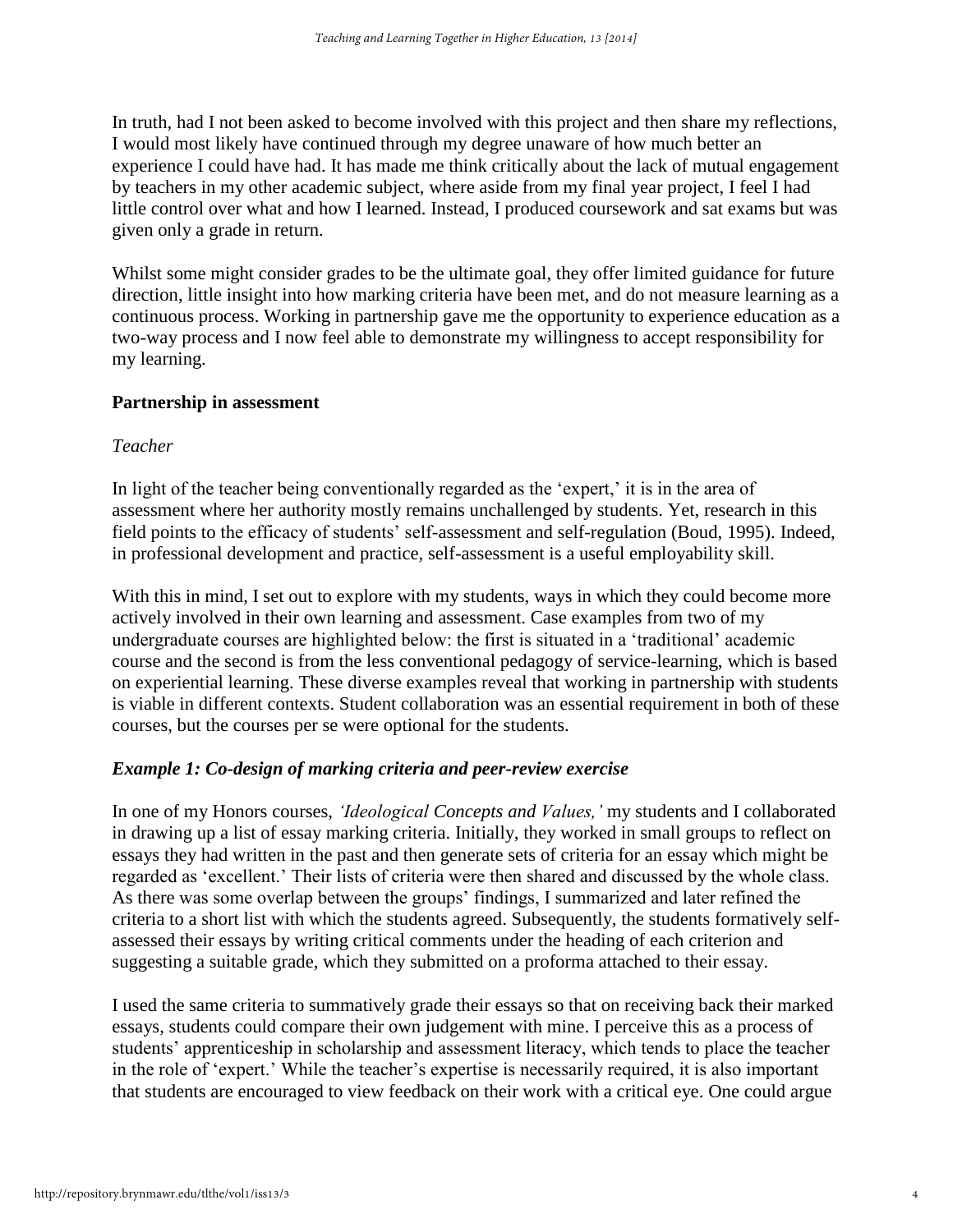In truth, had I not been asked to become involved with this project and then share my reflections, I would most likely have continued through my degree unaware of how much better an experience I could have had. It has made me think critically about the lack of mutual engagement by teachers in my other academic subject, where aside from my final year project, I feel I had little control over what and how I learned. Instead, I produced coursework and sat exams but was given only a grade in return.

Whilst some might consider grades to be the ultimate goal, they offer limited guidance for future direction, little insight into how marking criteria have been met, and do not measure learning as a continuous process. Working in partnership gave me the opportunity to experience education as a two-way process and I now feel able to demonstrate my willingness to accept responsibility for my learning.

## Partnership in assessment

*Teacher*

In light of the teacher being conventionally regarded as the 'expert,' it is in the area of assessment where her authority mostly remains unchallenged by students. Yet, research in this field points to the efficacy of students' self-assessment and self-regulation (Boud, 1995). Indeed, in professional development and practice, self-assessment is a useful employability skill.

With this in mind, I set out to explore with my students, ways in which they could become more actively involved in their own learning and assessment. Case examples from two of my undergraduate courses are highlighted below: the first is situated in a 'traditional' academic course and the second is from the less conventional pedagogy of service-learning, which is based on experiential learning. These diverse examples reveal that working in partnership with students is viable in different contexts. Student collaboration was an essential requirement in both of these courses, but the courses per se were optional for the students.

### *Example 1: Co-design of marking criteria and peer-review exercise*

In one of my Honors courses, *'Ideological Concepts and Values,'* my students and I collaborated in drawing up a list of essay marking criteria. Initially, they worked in small groups to reflect on essays they had written in the past and then generate sets of criteria for an essay which might be regarded as 'excellent.' Their lists of criteria were then shared and discussed by the whole class. As there was some overlap between the groups' findings, I summarized and later refined the criteria to a short list with which the students agreed. Subsequently, the students formatively self-assessed their essays by writing critical comments under the heading of each criterion and suggesting a suitable grade, which they submitted on a proforma attached to their essay.

I used the same criteria to summatively grade their essays so that on receiving back their marked essays, students could compare their own judgement with mine. I perceive this as a process of students' apprenticeship in scholarship and assessment literacy, which tends to place the teacher in the role of 'expert.' While the teacher's expertise is necessarily required, it is also important that students are encouraged to view feedback on their work with a critical eye. One could argue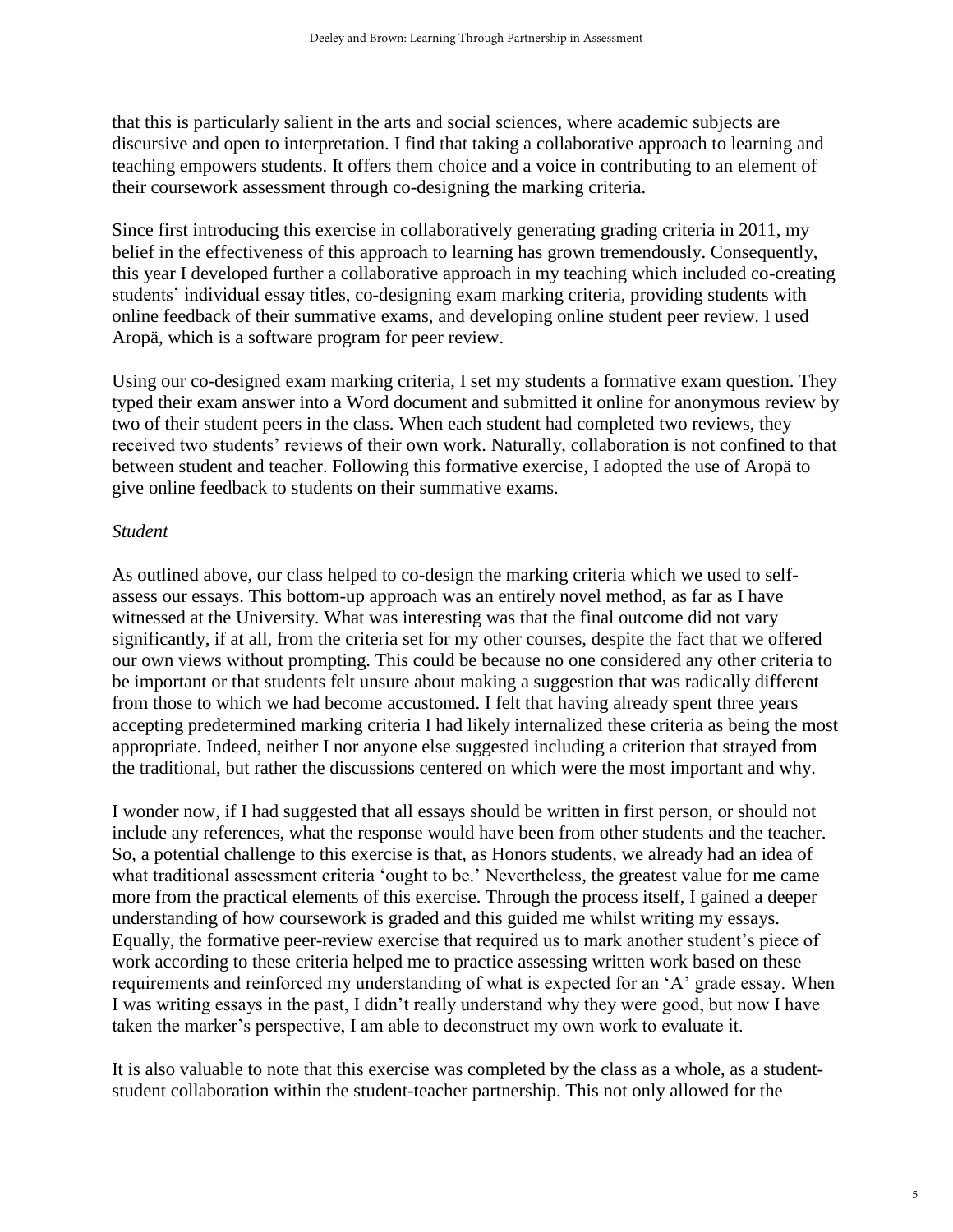that this is particularly salient in the arts and social sciences, where academic subjects are discursive and open to interpretation. I find that taking a collaborative approach to learning and teaching empowers students. It offers them choice and a voice in contributing to an element of their coursework assessment through co-designing the marking criteria.

Since first introducing this exercise in collaboratively generating grading criteria in 2011, my belief in the effectiveness of this approach to learning has grown tremendously. Consequently, this year I developed further a collaborative approach in my teaching which included co-creating students' individual essay titles, co-designing exam marking criteria, providing students with online feedback of their summative exams, and developing online student peer review. I used Aropä, which is a software program for peer review.

Using our co-designed exam marking criteria, I set my students a formative exam question. They typed their exam answer into a Word document and submitted it online for anonymous review by two of their student peers in the class. When each student had completed two reviews, they received two students' reviews of their own work. Naturally, collaboration is not confined to that between student and teacher. Following this formative exercise, I adopted the use of Aropä to give online feedback to students on their summative exams.

*Student*

As outlined above, our class helped to co-design the marking criteria which we used to self-assess our essays. This bottom-up approach was an entirely novel method, as far as I have witnessed at the University. What was interesting was that the final outcome did not vary significantly, if at all, from the criteria set for my other courses, despite the fact that we offered our own views without prompting. This could be because no one considered any other criteria to be important or that students felt unsure about making a suggestion that was radically different from those to which we had become accustomed. I felt that having already spent three years accepting predetermined marking criteria I had likely internalized these criteria as being the most appropriate. Indeed, neither I nor anyone else suggested including a criterion that strayed from the traditional, but rather the discussions centered on which were the most important and why.

I wonder now, if I had suggested that all essays should be written in first person, or should not include any references, what the response would have been from other students and the teacher. So, a potential challenge to this exercise is that, as Honors students, we already had an idea of what traditional assessment criteria 'ought to be.' Nevertheless, the greatest value for me came more from the practical elements of this exercise. Through the process itself, I gained a deeper understanding of how coursework is graded and this guided me whilst writing my essays. Equally, the formative peer-review exercise that required us to mark another student's piece of work according to these criteria helped me to practice assessing written work based on these requirements and reinforced my understanding of what is expected for an 'A' grade essay. When I was writing essays in the past, I didn't really understand why they were good, but now I have taken the marker's perspective, I am able to deconstruct my own work to evaluate it.

It is also valuable to note that this exercise was completed by the class as a whole, as a student-student collaboration within the student-teacher partnership. This not only allowed for the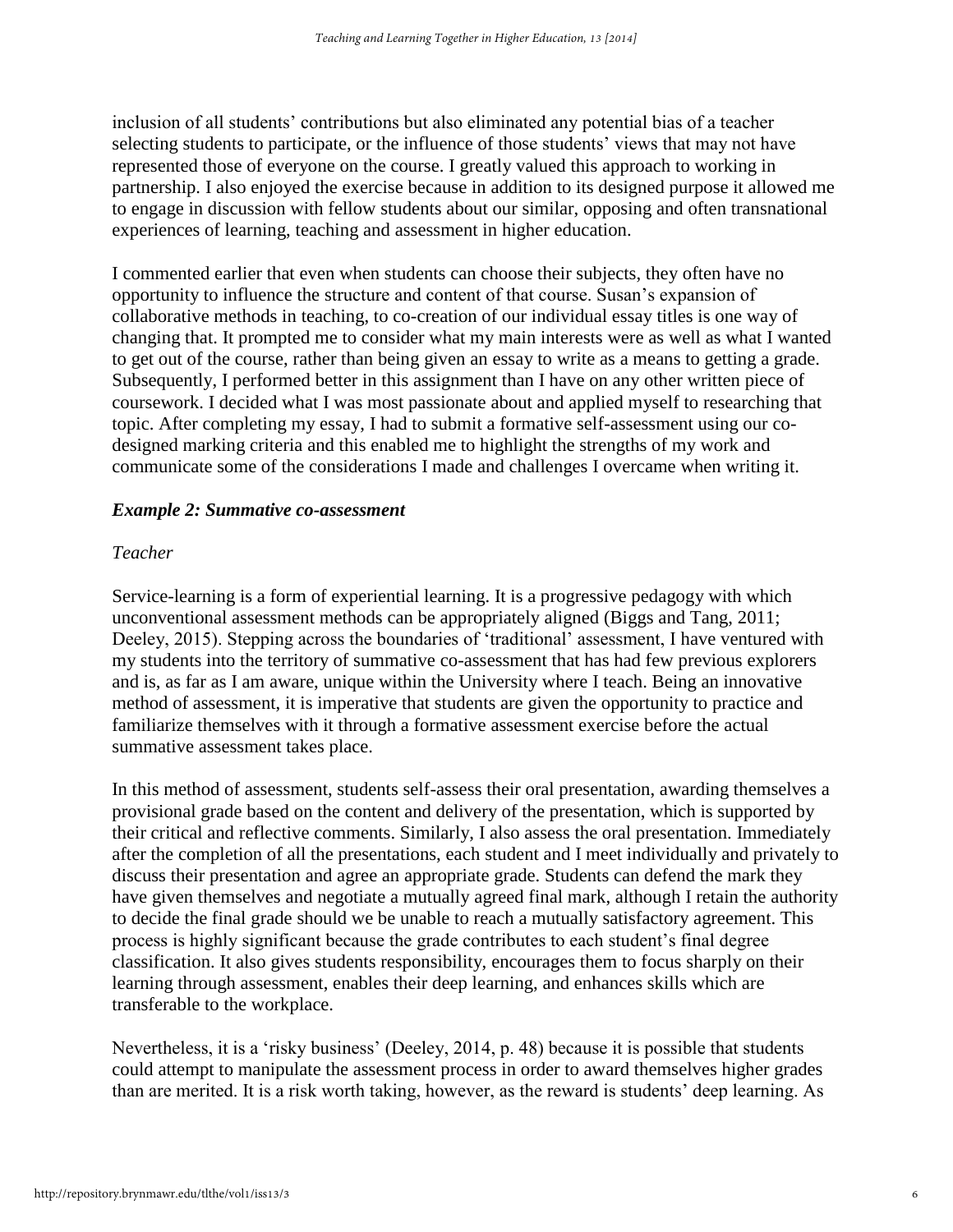inclusion of all students' contributions but also eliminated any potential bias of a teacher selecting students to participate, or the influence of those students' views that may not have represented those of everyone on the course. I greatly valued this approach to working in partnership. I also enjoyed the exercise because in addition to its designed purpose it allowed me to engage in discussion with fellow students about our similar, opposing and often transnational experiences of learning, teaching and assessment in higher education.

I commented earlier that even when students can choose their subjects, they often have no opportunity to influence the structure and content of that course. Susan's expansion of collaborative methods in teaching, to co-creation of our individual essay titles is one way of changing that. It prompted me to consider what my main interests were as well as what I wanted to get out of the course, rather than being given an essay to write as a means to getting a grade. Subsequently, I performed better in this assignment than I have on any other written piece of coursework. I decided what I was most passionate about and applied myself to researching that topic. After completing my essay, I had to submit a formative self-assessment using our co-designed marking criteria and this enabled me to highlight the strengths of my work and communicate some of the considerations I made and challenges I overcame when writing it.

### *Example 2: Summative co-assessment*

*Teacher*

Service-learning is a form of experiential learning. It is a progressive pedagogy with which unconventional assessment methods can be appropriately aligned (Biggs and Tang, 2011; Deeley, 2015). Stepping across the boundaries of 'traditional' assessment, I have ventured with my students into the territory of summative co-assessment that has had few previous explorers and is, as far as I am aware, unique within the University where I teach. Being an innovative method of assessment, it is imperative that students are given the opportunity to practice and familiarize themselves with it through a formative assessment exercise before the actual summative assessment takes place.

In this method of assessment, students self-assess their oral presentation, awarding themselves a provisional grade based on the content and delivery of the presentation, which is supported by their critical and reflective comments. Similarly, I also assess the oral presentation. Immediately after the completion of all the presentations, each student and I meet individually and privately to discuss their presentation and agree an appropriate grade. Students can defend the mark they have given themselves and negotiate a mutually agreed final mark, although I retain the authority to decide the final grade should we be unable to reach a mutually satisfactory agreement. This process is highly significant because the grade contributes to each student's final degree classification. It also gives students responsibility, encourages them to focus sharply on their learning through assessment, enables their deep learning, and enhances skills which are transferable to the workplace.

Nevertheless, it is a 'risky business' (Deeley, 2014, p. 48) because it is possible that students could attempt to manipulate the assessment process in order to award themselves higher grades than are merited. It is a risk worth taking, however, as the reward is students' deep learning. As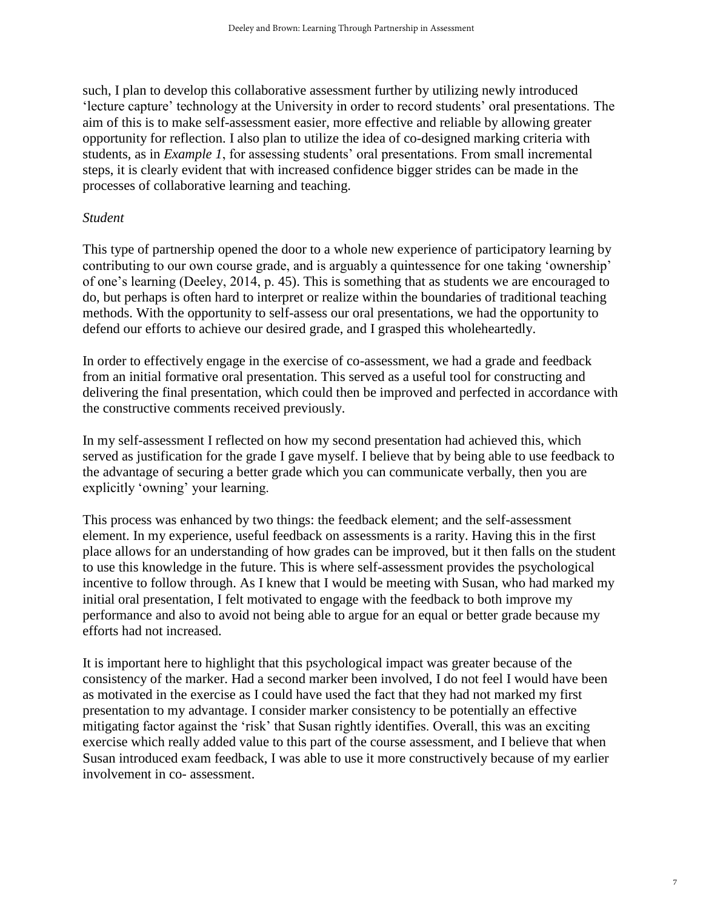such, I plan to develop this collaborative assessment further by utilizing newly introduced 'lecture capture' technology at the University in order to record students' oral presentations. The aim of this is to make self-assessment easier, more effective and reliable by allowing greater opportunity for reflection. I also plan to utilize the idea of co-designed marking criteria with students, as in *Example 1*, for assessing students' oral presentations. From small incremental steps, it is clearly evident that with increased confidence bigger strides can be made in the processes of collaborative learning and teaching.

*Student*

This type of partnership opened the door to a whole new experience of participatory learning by contributing to our own course grade, and is arguably a quintessence for one taking 'ownership' of one's learning (Deeley, 2014, p. 45). This is something that as students we are encouraged to do, but perhaps is often hard to interpret or realize within the boundaries of traditional teaching methods. With the opportunity to self-assess our oral presentations, we had the opportunity to defend our efforts to achieve our desired grade, and I grasped this wholeheartedly.

In order to effectively engage in the exercise of co-assessment, we had a grade and feedback from an initial formative oral presentation. This served as a useful tool for constructing and delivering the final presentation, which could then be improved and perfected in accordance with the constructive comments received previously.

In my self-assessment I reflected on how my second presentation had achieved this, which served as justification for the grade I gave myself. I believe that by being able to use feedback to the advantage of securing a better grade which you can communicate verbally, then you are explicitly 'owning' your learning.

This process was enhanced by two things: the feedback element; and the self-assessment element. In my experience, useful feedback on assessments is a rarity. Having this in the first place allows for an understanding of how grades can be improved, but it then falls on the student to use this knowledge in the future. This is where self-assessment provides the psychological incentive to follow through. As I knew that I would be meeting with Susan, who had marked my initial oral presentation, I felt motivated to engage with the feedback to both improve my performance and also to avoid not being able to argue for an equal or better grade because my efforts had not increased.

It is important here to highlight that this psychological impact was greater because of the consistency of the marker. Had a second marker been involved, I do not feel I would have been as motivated in the exercise as I could have used the fact that they had not marked my first presentation to my advantage. I consider marker consistency to be potentially an effective mitigating factor against the 'risk' that Susan rightly identifies. Overall, this was an exciting exercise which really added value to this part of the course assessment, and I believe that when Susan introduced exam feedback, I was able to use it more constructively because of my earlier involvement in co- assessment.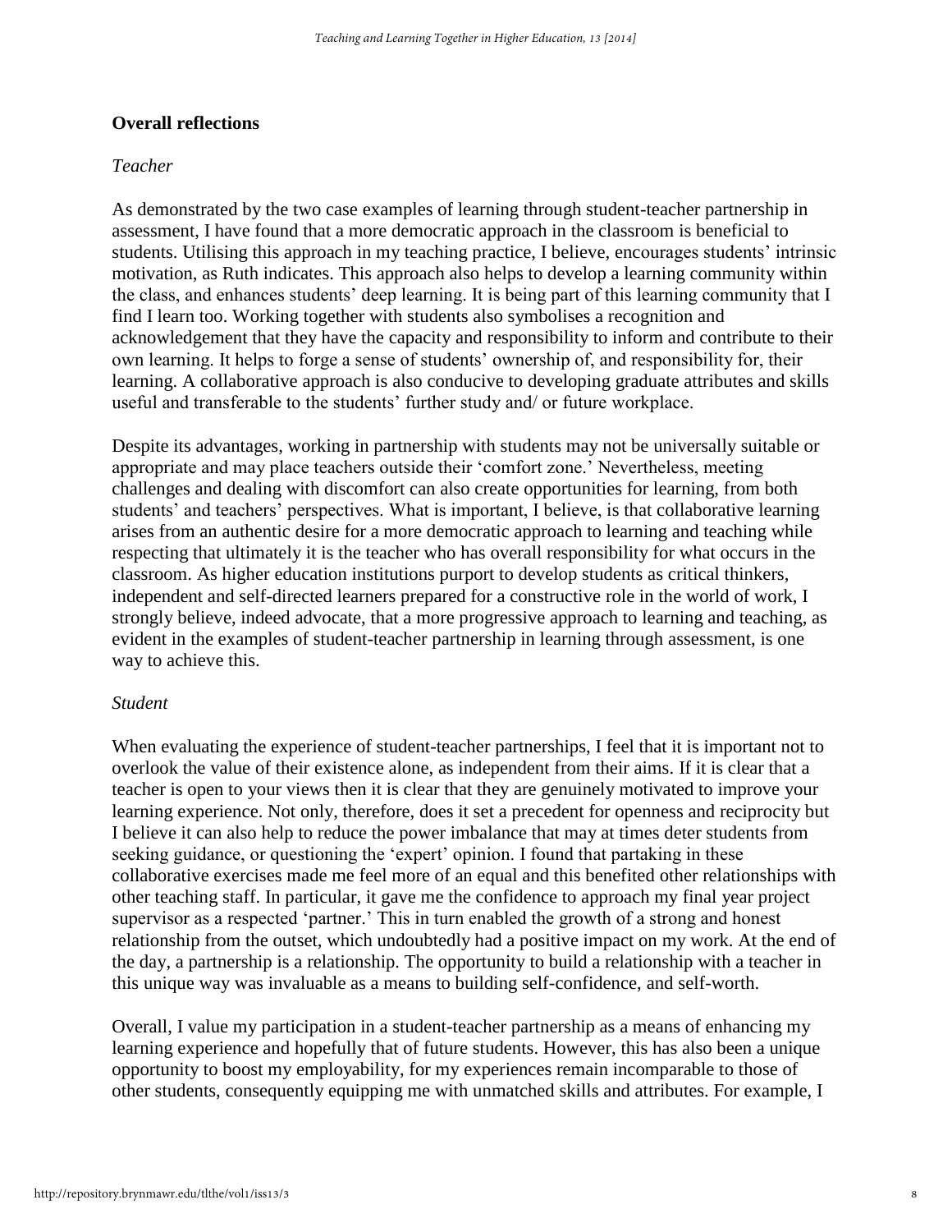## Overall reflections

*Teacher*

As demonstrated by the two case examples of learning through student-teacher partnership in assessment, I have found that a more democratic approach in the classroom is beneficial to students. Utilising this approach in my teaching practice, I believe, encourages students' intrinsic motivation, as Ruth indicates. This approach also helps to develop a learning community within the class, and enhances students' deep learning. It is being part of this learning community that I find I learn too. Working together with students also symbolises a recognition and acknowledgement that they have the capacity and responsibility to inform and contribute to their own learning. It helps to forge a sense of students' ownership of, and responsibility for, their learning. A collaborative approach is also conducive to developing graduate attributes and skills useful and transferable to the students' further study and/ or future workplace.

Despite its advantages, working in partnership with students may not be universally suitable or appropriate and may place teachers outside their 'comfort zone.' Nevertheless, meeting challenges and dealing with discomfort can also create opportunities for learning, from both students' and teachers' perspectives. What is important, I believe, is that collaborative learning arises from an authentic desire for a more democratic approach to learning and teaching while respecting that ultimately it is the teacher who has overall responsibility for what occurs in the classroom. As higher education institutions purport to develop students as critical thinkers, independent and self-directed learners prepared for a constructive role in the world of work, I strongly believe, indeed advocate, that a more progressive approach to learning and teaching, as evident in the examples of student-teacher partnership in learning through assessment, is one way to achieve this.

*Student*

When evaluating the experience of student-teacher partnerships, I feel that it is important not to overlook the value of their existence alone, as independent from their aims. If it is clear that a teacher is open to your views then it is clear that they are genuinely motivated to improve your learning experience. Not only, therefore, does it set a precedent for openness and reciprocity but I believe it can also help to reduce the power imbalance that may at times deter students from seeking guidance, or questioning the 'expert' opinion. I found that partaking in these collaborative exercises made me feel more of an equal and this benefited other relationships with other teaching staff. In particular, it gave me the confidence to approach my final year project supervisor as a respected 'partner.' This in turn enabled the growth of a strong and honest relationship from the outset, which undoubtedly had a positive impact on my work. At the end of the day, a partnership is a relationship. The opportunity to build a relationship with a teacher in this unique way was invaluable as a means to building self-confidence, and self-worth.

Overall, I value my participation in a student-teacher partnership as a means of enhancing my learning experience and hopefully that of future students. However, this has also been a unique opportunity to boost my employability, for my experiences remain incomparable to those of other students, consequently equipping me with unmatched skills and attributes. For example, I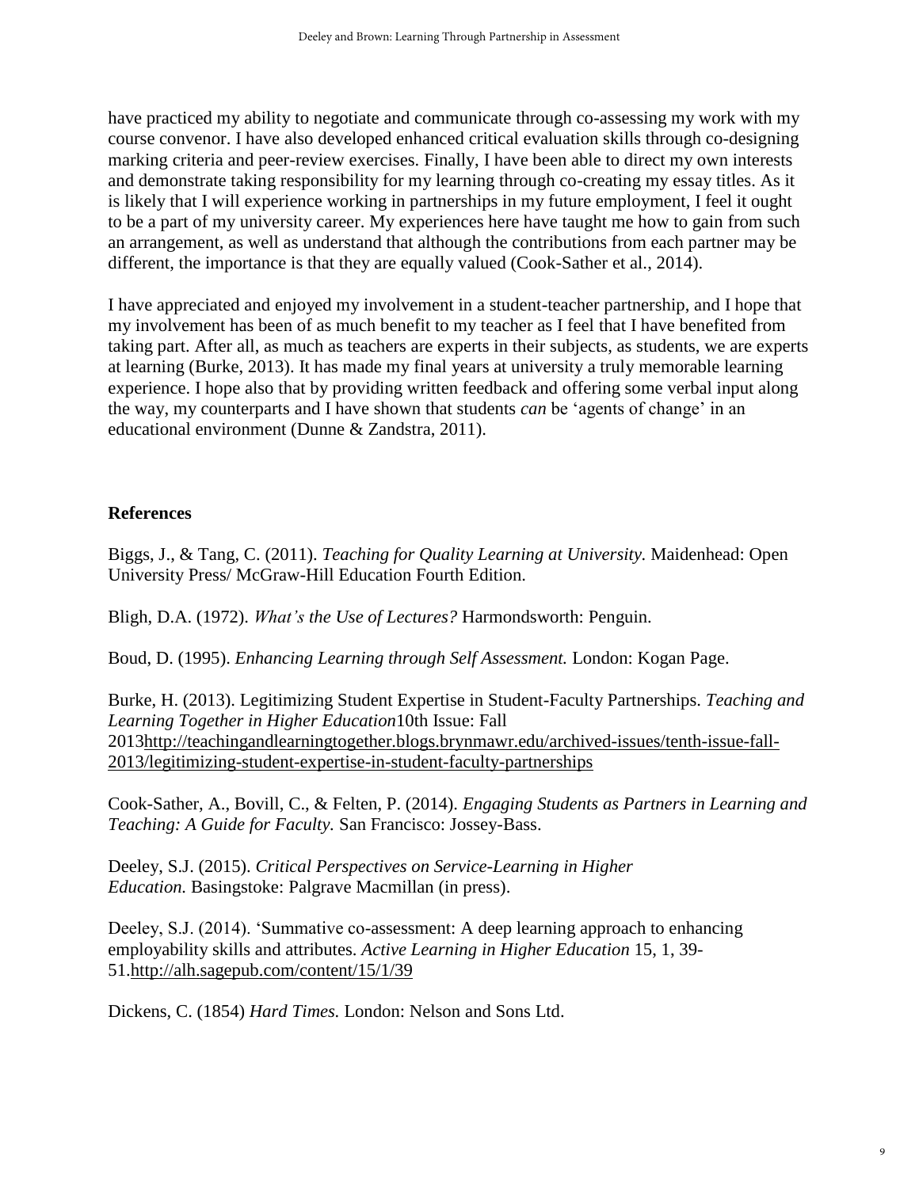have practiced my ability to negotiate and communicate through co-assessing my work with my course convenor. I have also developed enhanced critical evaluation skills through co-designing marking criteria and peer-review exercises. Finally, I have been able to direct my own interests and demonstrate taking responsibility for my learning through co-creating my essay titles. As it is likely that I will experience working in partnerships in my future employment, I feel it ought to be a part of my university career. My experiences here have taught me how to gain from such an arrangement, as well as understand that although the contributions from each partner may be different, the importance is that they are equally valued (Cook-Sather et al., 2014).

I have appreciated and enjoyed my involvement in a student-teacher partnership, and I hope that my involvement has been of as much benefit to my teacher as I feel that I have benefited from taking part. After all, as much as teachers are experts in their subjects, as students, we are experts at learning (Burke, 2013). It has made my final years at university a truly memorable learning experience. I hope also that by providing written feedback and offering some verbal input along the way, my counterparts and I have shown that students *can* be 'agents of change' in an educational environment (Dunne & Zandstra, 2011).

## References

Biggs, J., & Tang, C. (2011). *Teaching for Quality Learning at University.* Maidenhead: Open University Press/ McGraw-Hill Education Fourth Edition.

Bligh, D.A. (1972). *What's the Use of Lectures?* Harmondsworth: Penguin.

Boud, D. (1995). *Enhancing Learning through Self Assessment.* London: Kogan Page.

Burke, H. (2013). Legitimizing Student Expertise in Student-Faculty Partnerships. *Teaching and Learning Together in Higher Education*10th Issue: Fall 2013http://teachingandlearningtogether.blogs.brynmawr.edu/archived-issues/tenth-issue-fall-2013/legitimizing-student-expertise-in-student-faculty-partnerships

Cook-Sather, A., Bovill, C., & Felten, P. (2014). *Engaging Students as Partners in Learning and Teaching: A Guide for Faculty.* San Francisco: Jossey-Bass.

Deeley, S.J. (2015). *Critical Perspectives on Service-Learning in Higher Education.* Basingstoke: Palgrave Macmillan (in press).

Deeley, S.J. (2014). 'Summative co-assessment: A deep learning approach to enhancing employability skills and attributes. *Active Learning in Higher Education* 15, 1, 39-51.http://alh.sagepub.com/content/15/1/39

Dickens, C. (1854) *Hard Times.* London: Nelson and Sons Ltd.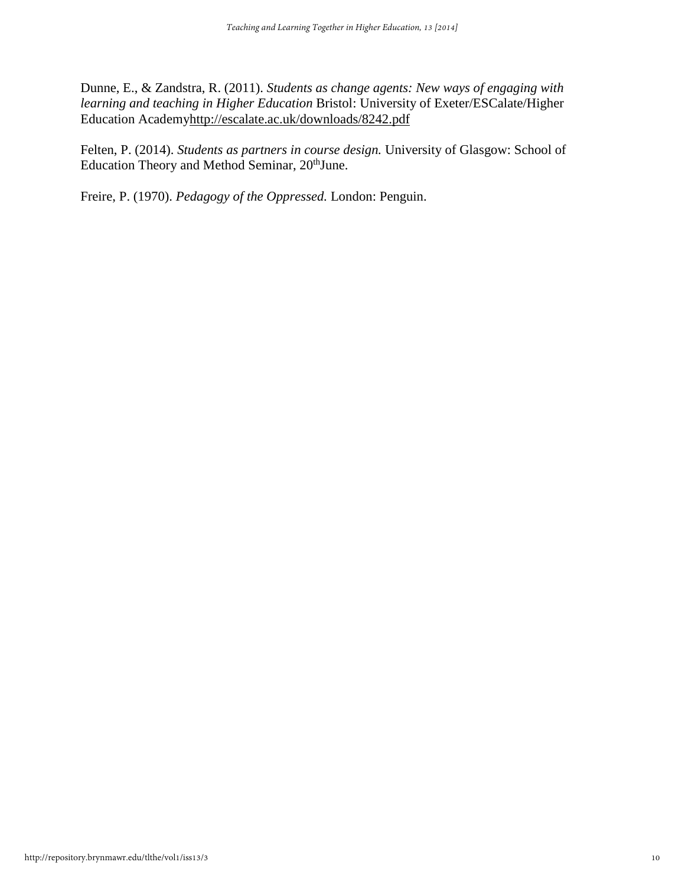Dunne, E., & Zandstra, R. (2011). *Students as change agents: New ways of engaging with learning and teaching in Higher Education* Bristol: University of Exeter/ESCalate/Higher Education Academyhttp://escalate.ac.uk/downloads/8242.pdf

Felten, P. (2014). *Students as partners in course design.* University of Glasgow: School of Education Theory and Method Seminar, 20thJune.

Freire, P. (1970). *Pedagogy of the Oppressed.* London: Penguin.